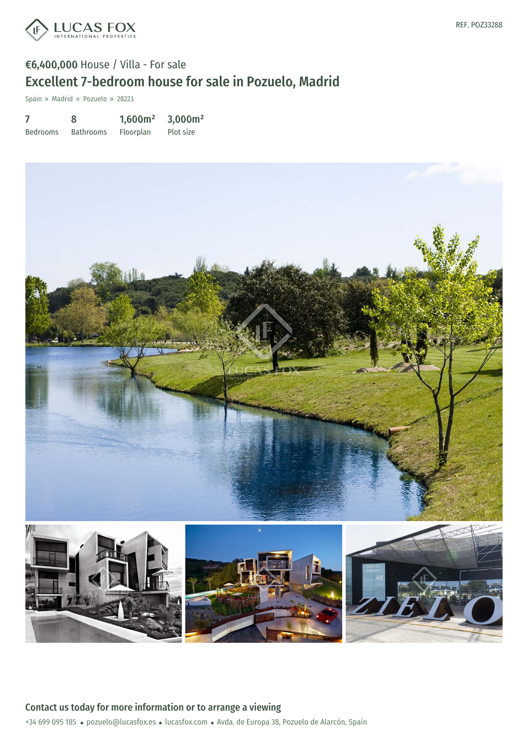REF. POZ33288

€6,400,000 House / Villa - For sale

# Excellent 7-bedroom house for sale in Pozuelo, Madrid

Spain » Madrid » Pozuelo » 28223

| 7 | 8 | 1,600m² | 3,000m² |
|---|---|---|---|
| Bedrooms | Bathrooms | Floorplan | Plot size |

## Contact us today for more information or to arrange a viewing

+34 699 095 185 • pozuelo@lucasfox.es • lucasfox.com • Avda. de Europa 38, Pozuelo de Alarcón, Spain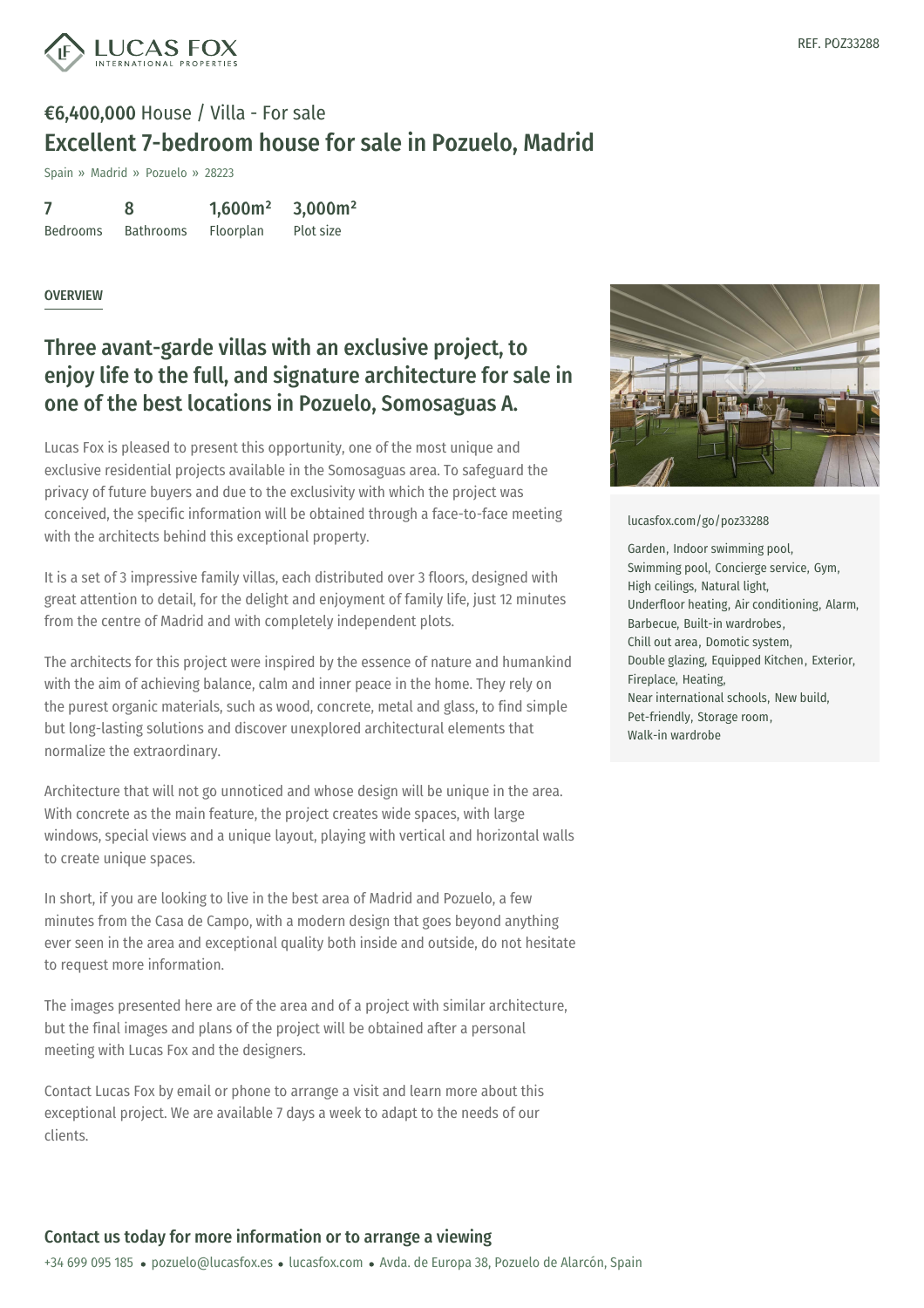REF. POZ33288

# €6,400,000 House / Villa - For sale

## Excellent 7-bedroom house for sale in Pozuelo, Madrid

Spain » Madrid » Pozuelo » 28223

| 7 | 8 | 1,600m² | 3,000m² |
|---|---|---|---|
| Bedrooms | Bathrooms | Floorplan | Plot size |

OVERVIEW

## Three avant-garde villas with an exclusive project, to enjoy life to the full, and signature architecture for sale in one of the best locations in Pozuelo, Somosaguas A.

Lucas Fox is pleased to present this opportunity, one of the most unique and exclusive residential projects available in the Somosaguas area. To safeguard the privacy of future buyers and due to the exclusivity with which the project was conceived, the specific information will be obtained through a face-to-face meeting with the architects behind this exceptional property.

It is a set of 3 impressive family villas, each distributed over 3 floors, designed with great attention to detail, for the delight and enjoyment of family life, just 12 minutes from the centre of Madrid and with completely independent plots.

The architects for this project were inspired by the essence of nature and humankind with the aim of achieving balance, calm and inner peace in the home. They rely on the purest organic materials, such as wood, concrete, metal and glass, to find simple but long-lasting solutions and discover unexplored architectural elements that normalize the extraordinary.

Architecture that will not go unnoticed and whose design will be unique in the area. With concrete as the main feature, the project creates wide spaces, with large windows, special views and a unique layout, playing with vertical and horizontal walls to create unique spaces.

In short, if you are looking to live in the best area of Madrid and Pozuelo, a few minutes from the Casa de Campo, with a modern design that goes beyond anything ever seen in the area and exceptional quality both inside and outside, do not hesitate to request more information.

The images presented here are of the area and of a project with similar architecture, but the final images and plans of the project will be obtained after a personal meeting with Lucas Fox and the designers.

Contact Lucas Fox by email or phone to arrange a visit and learn more about this exceptional project. We are available 7 days a week to adapt to the needs of our clients.

lucasfox.com/go/poz33288

Garden, Indoor swimming pool, Swimming pool, Concierge service, Gym, High ceilings, Natural light, Underfloor heating, Air conditioning, Alarm, Barbecue, Built-in wardrobes, Chill out area, Domotic system, Double glazing, Equipped Kitchen, Exterior, Fireplace, Heating, Near international schools, New build, Pet-friendly, Storage room, Walk-in wardrobe

**Contact us today for more information or to arrange a viewing**

+34 699 095 185 • pozuelo@lucasfox.es • lucasfox.com • Avda. de Europa 38, Pozuelo de Alarcón, Spain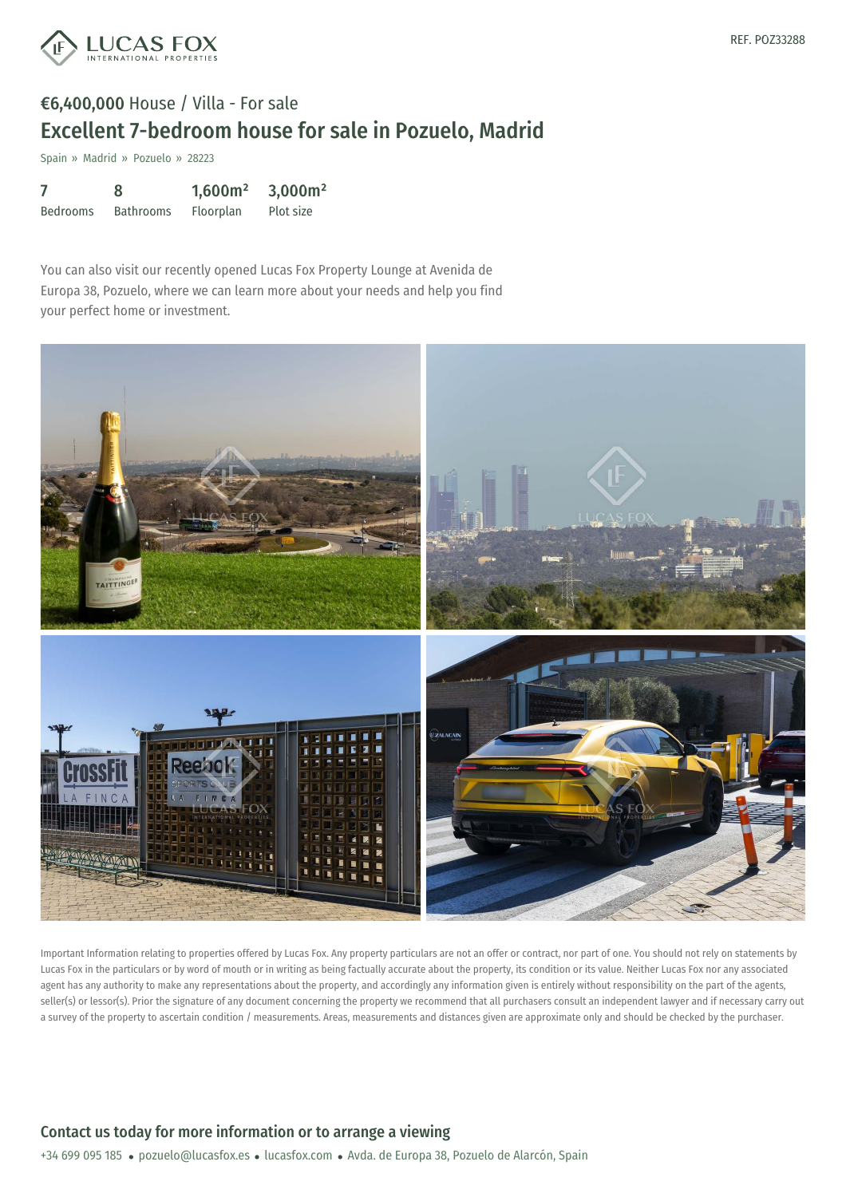REF. POZ33288

**€6,400,000** House / Villa - For sale

# Excellent 7-bedroom house for sale in Pozuelo, Madrid

Spain » Madrid » Pozuelo » 28223

| 7 | 8 | 1,600m² | 3,000m² |
| --- | --- | --- | --- |
| Bedrooms | Bathrooms | Floorplan | Plot size |

You can also visit our recently opened Lucas Fox Property Lounge at Avenida de Europa 38, Pozuelo, where we can learn more about your needs and help you find your perfect home or investment.

Important Information relating to properties offered by Lucas Fox. Any property particulars are not an offer or contract, nor part of one. You should not rely on statements by Lucas Fox in the particulars or by word of mouth or in writing as being factually accurate about the property, its condition or its value. Neither Lucas Fox nor any associated agent has any authority to make any representations about the property, and accordingly any information given is entirely without responsibility on the part of the agents, seller(s) or lessor(s). Prior the signature of any document concerning the property we recommend that all purchasers consult an independent lawyer and if necessary carry out a survey of the property to ascertain condition / measurements. Areas, measurements and distances given are approximate only and should be checked by the purchaser.

## Contact us today for more information or to arrange a viewing

+34 699 095 185 • pozuelo@lucasfox.es • lucasfox.com • Avda. de Europa 38, Pozuelo de Alarcón, Spain